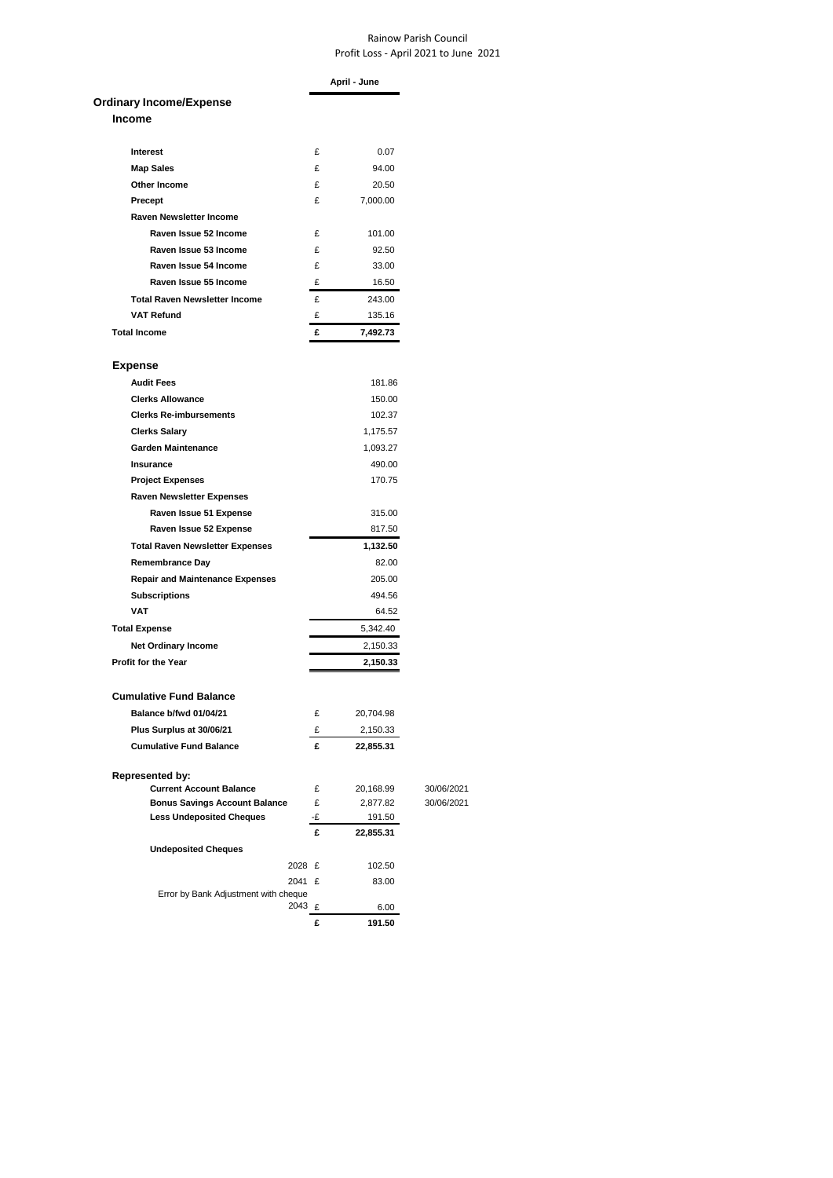Rainow Parish Council
Profit Loss - April 2021 to June 2021

| | | April - June | |
|---|---|---|---|
| **Ordinary Income/Expense** | | | |
| **Income** | | | |
| **Interest** | £ | 0.07 | |
| **Map Sales** | £ | 94.00 | |
| **Other Income** | £ | 20.50 | |
| **Precept** | £ | 7,000.00 | |
| **Raven Newsletter Income** | | | |
| **Raven Issue 52 Income** | £ | 101.00 | |
| **Raven Issue 53 Income** | £ | 92.50 | |
| **Raven Issue 54 Income** | £ | 33.00 | |
| **Raven Issue 55 Income** | £ | 16.50 | |
| **Total Raven Newsletter Income** | £ | 243.00 | |
| **VAT Refund** | £ | 135.16 | |
| **Total Income** | **£** | **7,492.73** | |
| **Expense** | | | |
| **Audit Fees** | | 181.86 | |
| **Clerks Allowance** | | 150.00 | |
| **Clerks Re-imbursements** | | 102.37 | |
| **Clerks Salary** | | 1,175.57 | |
| **Garden Maintenance** | | 1,093.27 | |
| **Insurance** | | 490.00 | |
| **Project Expenses** | | 170.75 | |
| **Raven Newsletter Expenses** | | | |
| **Raven Issue 51 Expense** | | 315.00 | |
| **Raven Issue 52 Expense** | | 817.50 | |
| **Total Raven Newsletter Expenses** | | **1,132.50** | |
| **Remembrance Day** | | 82.00 | |
| **Repair and Maintenance Expenses** | | 205.00 | |
| **Subscriptions** | | 494.56 | |
| **VAT** | | 64.52 | |
| **Total Expense** | | 5,342.40 | |
| **Net Ordinary Income** | | 2,150.33 | |
| **Profit for the Year** | | **2,150.33** | |
| **Cumulative Fund Balance** | | | |
| **Balance b/fwd 01/04/21** | £ | 20,704.98 | |
| **Plus Surplus at 30/06/21** | £ | 2,150.33 | |
| **Cumulative Fund Balance** | **£** | **22,855.31** | |
| **Represented by:** | | | |
| **Current Account Balance** | £ | 20,168.99 | 30/06/2021 |
| **Bonus Savings Account Balance** | £ | 2,877.82 | 30/06/2021 |
| **Less Undeposited Cheques** | -£ | 191.50 | |
| | **£** | **22,855.31** | |
| **Undeposited Cheques** | | | |
| 2028 | £ | 102.50 | |
| 2041 | £ | 83.00 | |
| Error by Bank Adjustment with cheque 2043 | £ | 6.00 | |
| | **£** | **191.50** | |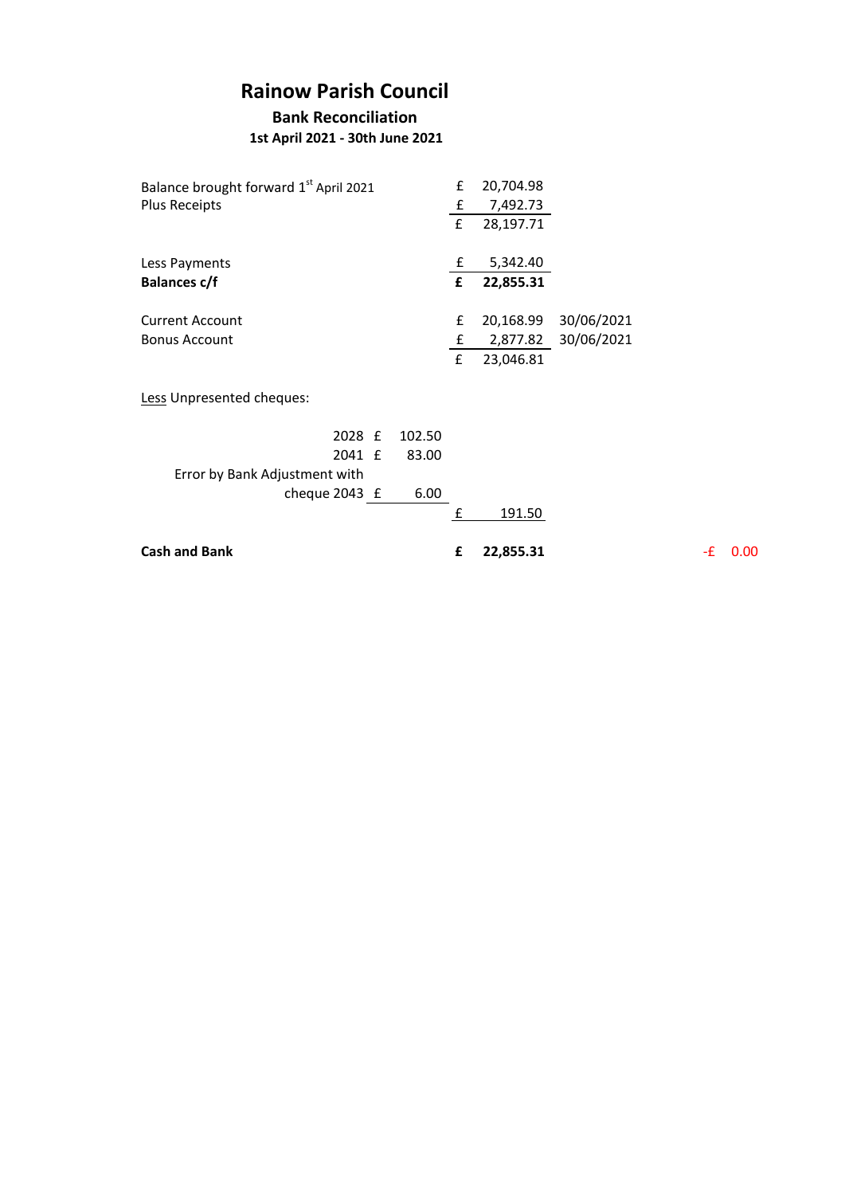# Rainow Parish Council

## Bank Reconciliation

### 1st April 2021 - 30th June 2021

| | | | | |
|---|---|---|---|---|
| Balance brought forward 1st April 2021 | | £ | 20,704.98 | |
| Plus Receipts | | £ | 7,492.73 | |
| | | £ | 28,197.71 | |
| | | | | |
| Less Payments | | £ | 5,342.40 | |
| **Balances c/f** | | **£** | **22,855.31** | |
| | | | | |
| Current Account | | £ | 20,168.99 | 30/06/2021 |
| Bonus Account | | £ | 2,877.82 | 30/06/2021 |
| | | £ | 23,046.81 | |

Less Unpresented cheques:

| | | |
|---|---|---|
| 2028 | £ | 102.50 |
| 2041 | £ | 83.00 |
| Error by Bank Adjustment with cheque 2043 | £ | 6.00 |
| | £ | 191.50 |

| | | | |
|---|---|---|---|
| **Cash and Bank** | **£** | **22,855.31** | -£ 0.00 |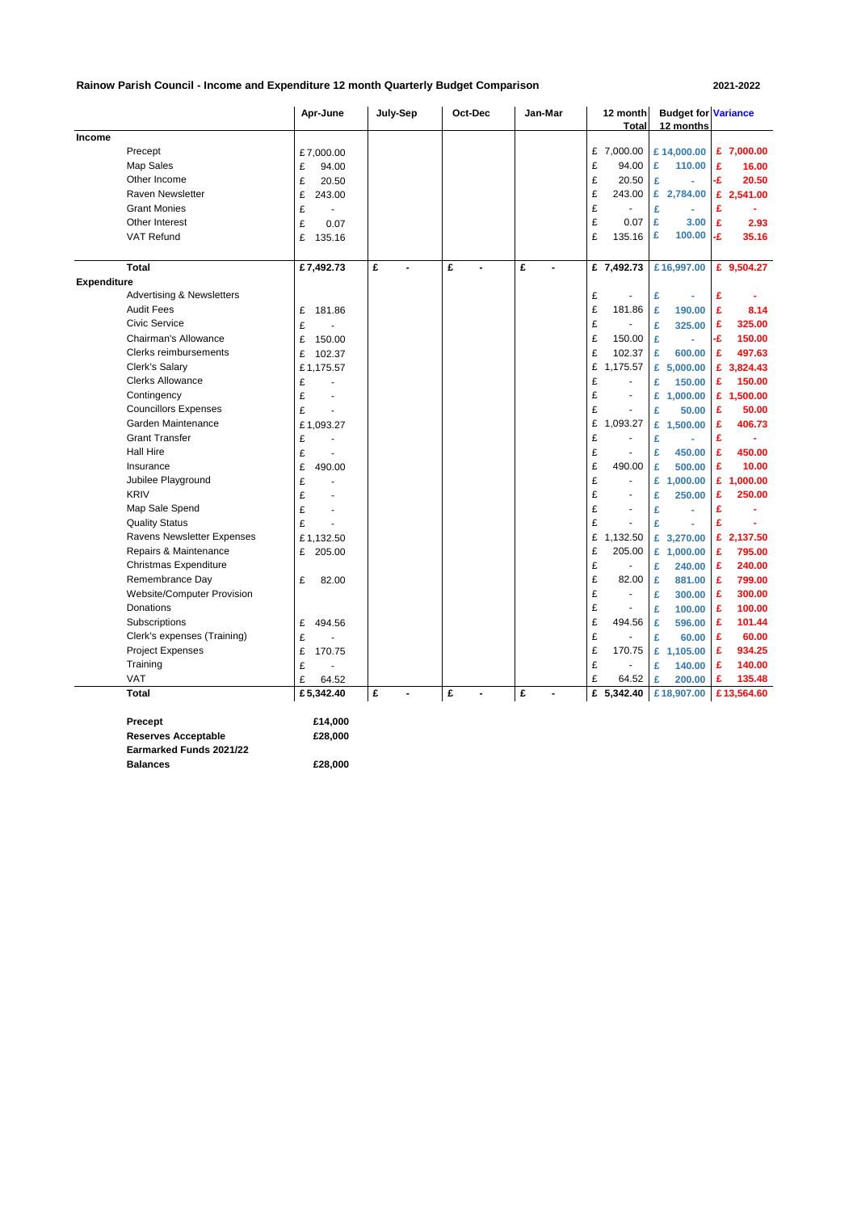**Rainow Parish Council - Income and Expenditure 12 month Quarterly Budget Comparison** **2021-2022**

| | Apr-June | July-Sep | Oct-Dec | Jan-Mar | 12 month Total | Budget for 12 months | Variance |
|---|---|---|---|---|---|---|---|
| **Income** | | | | | | | |
| Precept | £7,000.00 | | | | £ 7,000.00 | £14,000.00 | £ 7,000.00 |
| Map Sales | £ 94.00 | | | | £ 94.00 | £ 110.00 | £ 16.00 |
| Other Income | £ 20.50 | | | | £ 20.50 | £ - | -£ 20.50 |
| Raven Newsletter | £ 243.00 | | | | £ 243.00 | £ 2,784.00 | £ 2,541.00 |
| Grant Monies | £ - | | | | £ - | £ - | £ - |
| Other Interest | £ 0.07 | | | | £ 0.07 | £ 3.00 | £ 2.93 |
| VAT Refund | £ 135.16 | | | | £ 135.16 | £ 100.00 | -£ 35.16 |
| **Total** | **£7,492.73** | **£ -** | **£ -** | **£ -** | **£ 7,492.73** | **£16,997.00** | **£ 9,504.27** |
| **Expenditure** | | | | | | | |
| Advertising & Newsletters | | | | | £ - | £ - | £ - |
| Audit Fees | £ 181.86 | | | | £ 181.86 | £ 190.00 | £ 8.14 |
| Civic Service | £ - | | | | £ - | £ 325.00 | £ 325.00 |
| Chairman's Allowance | £ 150.00 | | | | £ 150.00 | £ - | -£ 150.00 |
| Clerks reimbursements | £ 102.37 | | | | £ 102.37 | £ 600.00 | £ 497.63 |
| Clerk's Salary | £1,175.57 | | | | £ 1,175.57 | £ 5,000.00 | £ 3,824.43 |
| Clerks Allowance | £ - | | | | £ - | £ 150.00 | £ 150.00 |
| Contingency | £ - | | | | £ - | £ 1,000.00 | £ 1,500.00 |
| Councillors Expenses | £ - | | | | £ - | £ 50.00 | £ 50.00 |
| Garden Maintenance | £1,093.27 | | | | £ 1,093.27 | £ 1,500.00 | £ 406.73 |
| Grant Transfer | £ - | | | | £ - | £ - | £ - |
| Hall Hire | £ - | | | | £ - | £ 450.00 | £ 450.00 |
| Insurance | £ 490.00 | | | | £ 490.00 | £ 500.00 | £ 10.00 |
| Jubilee Playground | £ - | | | | £ - | £ 1,000.00 | £ 1,000.00 |
| KRIV | £ - | | | | £ - | £ 250.00 | £ 250.00 |
| Map Sale Spend | £ - | | | | £ - | £ - | £ - |
| Quality Status | £ - | | | | £ - | £ - | £ - |
| Ravens Newsletter Expenses | £1,132.50 | | | | £ 1,132.50 | £ 3,270.00 | £ 2,137.50 |
| Repairs & Maintenance | £ 205.00 | | | | £ 205.00 | £ 1,000.00 | £ 795.00 |
| Christmas Expenditure | | | | | £ - | £ 240.00 | £ 240.00 |
| Remembrance Day | £ 82.00 | | | | £ 82.00 | £ 881.00 | £ 799.00 |
| Website/Computer Provision | | | | | £ - | £ 300.00 | £ 300.00 |
| Donations | | | | | £ - | £ 100.00 | £ 100.00 |
| Subscriptions | £ 494.56 | | | | £ 494.56 | £ 596.00 | £ 101.44 |
| Clerk's expenses (Training) | £ - | | | | £ - | £ 60.00 | £ 60.00 |
| Project Expenses | £ 170.75 | | | | £ 170.75 | £ 1,105.00 | £ 934.25 |
| Training | £ - | | | | £ - | £ 140.00 | £ 140.00 |
| VAT | £ 64.52 | | | | £ 64.52 | £ 200.00 | £ 135.48 |
| **Total** | **£5,342.40** | **£ -** | **£ -** | **£ -** | **£ 5,342.40** | **£18,907.00** | **£13,564.60** |

| | |
|---|---|
| **Precept** | **£14,000** |
| **Reserves Acceptable** | **£28,000** |
| **Earmarked Funds 2021/22** | |
| **Balances** | **£28,000** |